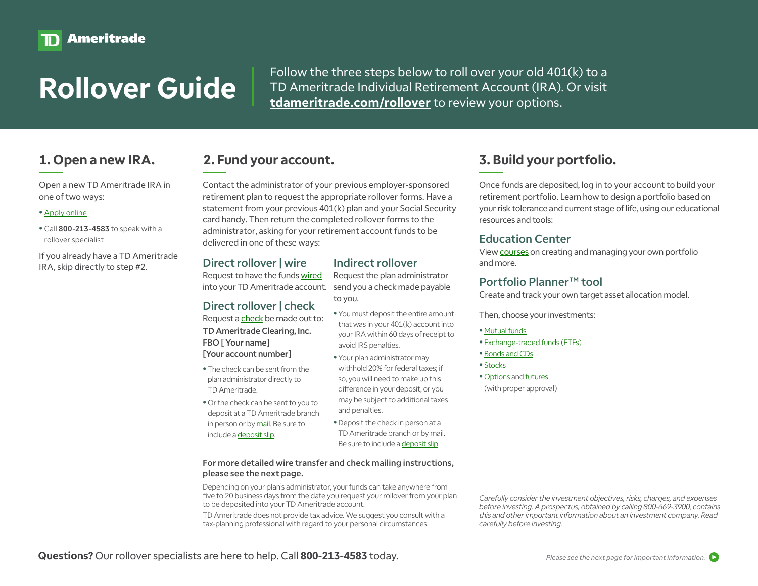TD Ameritrade

# Rollover Guide

Follow the three steps below to roll over your old 401(k) to a TD Ameritrade Individual Retirement Account (IRA). Or visit **tdameritrade.com/rollover** to review your options.

## 1. Open a new IRA.

Open a new TD Ameritrade IRA in one of two ways:

- Apply online
- Call **800-213-4583** to speak with a rollover specialist

If you already have a TD Ameritrade IRA, skip directly to step #2.

## 2. Fund your account.

Contact the administrator of your previous employer-sponsored retirement plan to request the appropriate rollover forms. Have a statement from your previous 401(k) plan and your Social Security card handy. Then return the completed rollover forms to the administrator, asking for your retirement account funds to be delivered in one of these ways:

### Direct rollover | wire

Request to have the funds wired into your TD Ameritrade account.

### Direct rollover | check

Request a check be made out to:

**TD Ameritrade Clearing, Inc.**
**FBO [ Your name]**
**[Your account number]**

- The check can be sent from the plan administrator directly to TD Ameritrade.
- Or the check can be sent to you to deposit at a TD Ameritrade branch in person or by mail. Be sure to include a deposit slip.

### Indirect rollover

Request the plan administrator send you a check made payable to you.

- You must deposit the entire amount that was in your 401(k) account into your IRA within 60 days of receipt to avoid IRS penalties.
- Your plan administrator may withhold 20% for federal taxes; if so, you will need to make up this difference in your deposit, or you may be subject to additional taxes and penalties.
- Deposit the check in person at a TD Ameritrade branch or by mail. Be sure to include a deposit slip.

**For more detailed wire transfer and check mailing instructions, please see the next page.**

Depending on your plan's administrator, your funds can take anywhere from five to 20 business days from the date you request your rollover from your plan to be deposited into your TD Ameritrade account.

TD Ameritrade does not provide tax advice. We suggest you consult with a tax-planning professional with regard to your personal circumstances.

## 3. Build your portfolio.

Once funds are deposited, log in to your account to build your retirement portfolio. Learn how to design a portfolio based on your risk tolerance and current stage of life, using our educational resources and tools:

### Education Center

View courses on creating and managing your own portfolio and more.

### Portfolio Planner™ tool

Create and track your own target asset allocation model.

Then, choose your investments:

- Mutual funds
- Exchange-traded funds (ETFs)
- Bonds and CDs
- Stocks
- Options and futures (with proper approval)

*Carefully consider the investment objectives, risks, charges, and expenses before investing. A prospectus, obtained by calling 800-669-3900, contains this and other important information about an investment company. Read carefully before investing.*

**Questions?** Our rollover specialists are here to help. Call **800-213-4583** today.

*Please see the next page for important information.*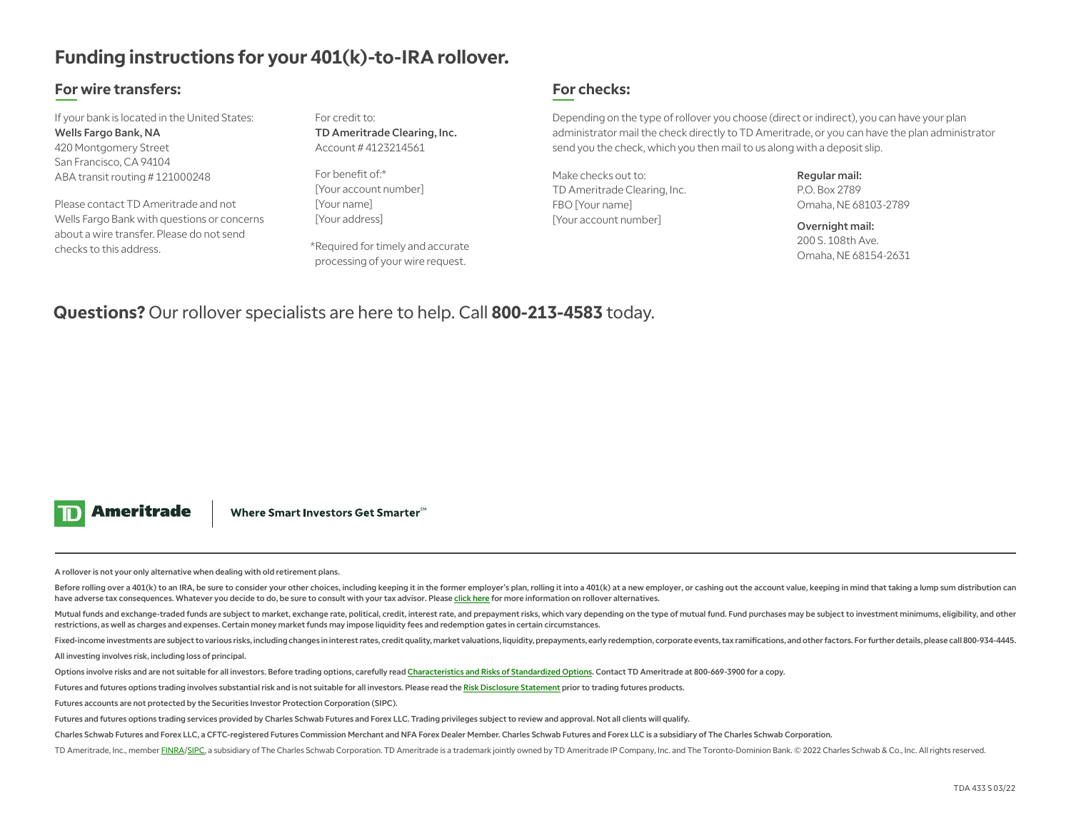# Funding instructions for your 401(k)-to-IRA rollover.

## For wire transfers:

If your bank is located in the United States:
**Wells Fargo Bank, NA**
420 Montgomery Street
San Francisco, CA 94104
ABA transit routing # 121000248

Please contact TD Ameritrade and not Wells Fargo Bank with questions or concerns about a wire transfer. Please do not send checks to this address.

For credit to:
**TD Ameritrade Clearing, Inc.**
Account # 4123214561

For benefit of:*
[Your account number]
[Your name]
[Your address]

*Required for timely and accurate processing of your wire request.

## For checks:

Depending on the type of rollover you choose (direct or indirect), you can have your plan administrator mail the check directly to TD Ameritrade, or you can have the plan administrator send you the check, which you then mail to us along with a deposit slip.

Make checks out to:
TD Ameritrade Clearing, Inc.
FBO [Your name]
[Your account number]

**Regular mail:**
P.O. Box 2789
Omaha, NE 68103-2789

**Overnight mail:**
200 S. 108th Ave.
Omaha, NE 68154-2631

**Questions?** Our rollover specialists are here to help. Call **800-213-4583** today.

**TD Ameritrade** | **Where Smart Investors Get Smarter℠**

**A rollover is not your only alternative when dealing with old retirement plans.**

Before rolling over a 401(k) to an IRA, be sure to consider your other choices, including keeping it in the former employer's plan, rolling it into a 401(k) at a new employer, or cashing out the account value, keeping in mind that taking a lump sum distribution can have adverse tax consequences. Whatever you decide to do, be sure to consult with your tax advisor. Please click here for more information on rollover alternatives.

Mutual funds and exchange-traded funds are subject to market, exchange rate, political, credit, interest rate, and prepayment risks, which vary depending on the type of mutual fund. Fund purchases may be subject to investment minimums, eligibility, and other restrictions, as well as charges and expenses. Certain money market funds may impose liquidity fees and redemption gates in certain circumstances.

Fixed-income investments are subject to various risks, including changes in interest rates, credit quality, market valuations, liquidity, prepayments, early redemption, corporate events, tax ramifications, and other factors. For further details, please call 800-934-4445.

All investing involves risk, including loss of principal.

Options involve risks and are not suitable for all investors. Before trading options, carefully read Characteristics and Risks of Standardized Options. Contact TD Ameritrade at 800-669-3900 for a copy.

Futures and futures options trading involves substantial risk and is not suitable for all investors. Please read the Risk Disclosure Statement prior to trading futures products.

Futures accounts are not protected by the Securities Investor Protection Corporation (SIPC).

Futures and futures options trading services provided by Charles Schwab Futures and Forex LLC. Trading privileges subject to review and approval. Not all clients will qualify.

Charles Schwab Futures and Forex LLC, a CFTC-registered Futures Commission Merchant and NFA Forex Dealer Member. Charles Schwab Futures and Forex LLC is a subsidiary of The Charles Schwab Corporation.

TD Ameritrade, Inc., member FINRA/SIPC, a subsidiary of The Charles Schwab Corporation. TD Ameritrade is a trademark jointly owned by TD Ameritrade IP Company, Inc. and The Toronto-Dominion Bank. © 2022 Charles Schwab & Co., Inc. All rights reserved.

TDA 433 S 03/22